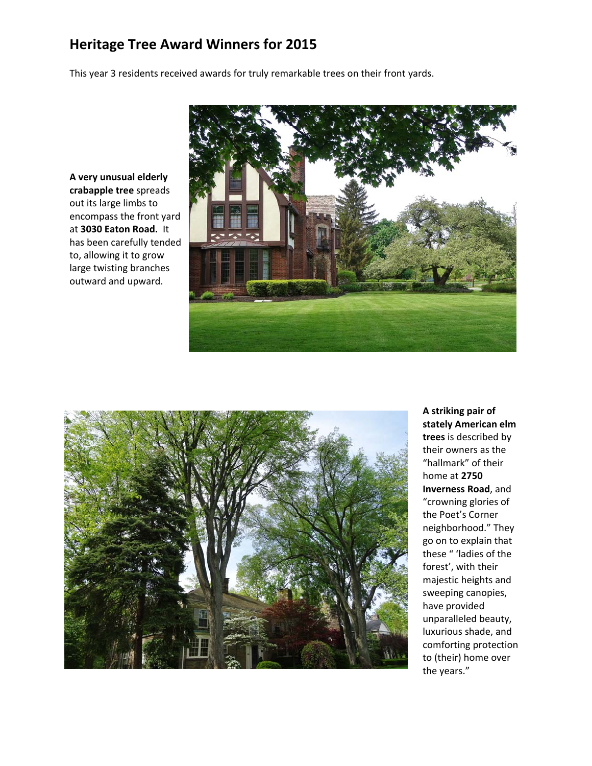# Heritage Tree Award Winners for 2015

This year 3 residents received awards for truly remarkable trees on their front yards.

**A very unusual elderly crabapple tree** spreads out its large limbs to encompass the front yard at **3030 Eaton Road.** It has been carefully tended to, allowing it to grow large twisting branches outward and upward.

**A striking pair of stately American elm trees** is described by their owners as the "hallmark" of their home at **2750 Inverness Road**, and "crowning glories of the Poet's Corner neighborhood." They go on to explain that these " 'ladies of the forest', with their majestic heights and sweeping canopies, have provided unparalleled beauty, luxurious shade, and comforting protection to (their) home over the years."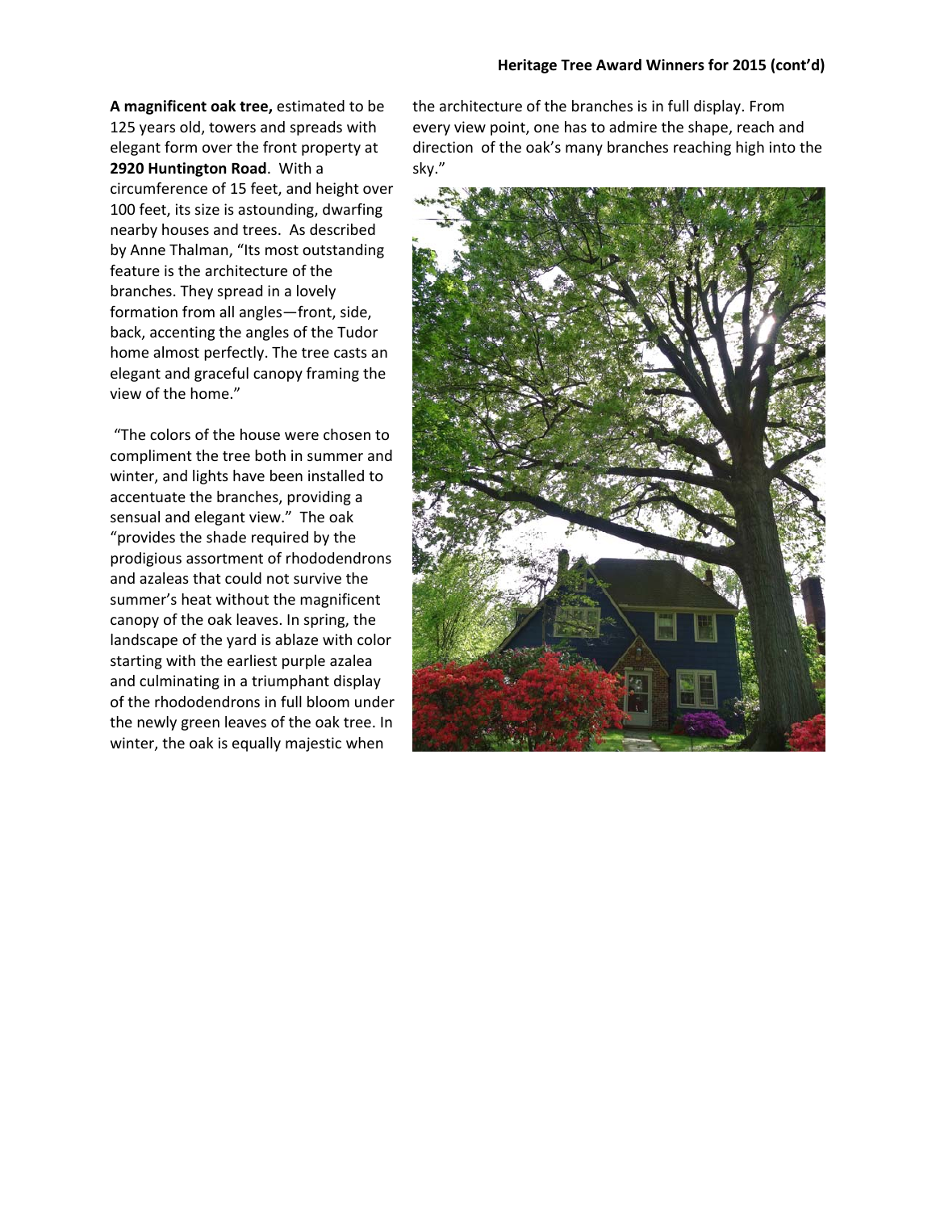**Heritage Tree Award Winners for 2015 (cont'd)**

**A magnificent oak tree,** estimated to be 125 years old, towers and spreads with elegant form over the front property at **2920 Huntington Road**. With a circumference of 15 feet, and height over 100 feet, its size is astounding, dwarfing nearby houses and trees. As described by Anne Thalman, "Its most outstanding feature is the architecture of the branches. They spread in a lovely formation from all angles—front, side, back, accenting the angles of the Tudor home almost perfectly. The tree casts an elegant and graceful canopy framing the view of the home."

"The colors of the house were chosen to compliment the tree both in summer and winter, and lights have been installed to accentuate the branches, providing a sensual and elegant view." The oak "provides the shade required by the prodigious assortment of rhododendrons and azaleas that could not survive the summer's heat without the magnificent canopy of the oak leaves. In spring, the landscape of the yard is ablaze with color starting with the earliest purple azalea and culminating in a triumphant display of the rhododendrons in full bloom under the newly green leaves of the oak tree. In winter, the oak is equally majestic when the architecture of the branches is in full display. From every view point, one has to admire the shape, reach and direction of the oak's many branches reaching high into the sky."